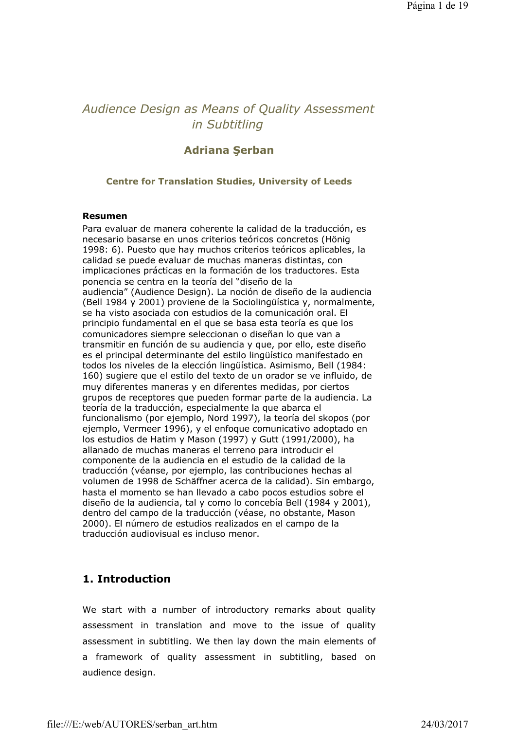# *Audience Design as Means of Quality Assessment in Subtitling*

**Adriana Şerban**

**Centre for Translation Studies, University of Leeds**

**Resumen**

Para evaluar de manera coherente la calidad de la traducción, es necesario basarse en unos criterios teóricos concretos (Hönig 1998: 6). Puesto que hay muchos criterios teóricos aplicables, la calidad se puede evaluar de muchas maneras distintas, con implicaciones prácticas en la formación de los traductores. Esta ponencia se centra en la teoría del "diseño de la audiencia" (Audience Design). La noción de diseño de la audiencia (Bell 1984 y 2001) proviene de la Sociolingüística y, normalmente, se ha visto asociada con estudios de la comunicación oral. El principio fundamental en el que se basa esta teoría es que los comunicadores siempre seleccionan o diseñan lo que van a transmitir en función de su audiencia y que, por ello, este diseño es el principal determinante del estilo lingüístico manifestado en todos los niveles de la elección lingüística. Asimismo, Bell (1984: 160) sugiere que el estilo del texto de un orador se ve influido, de muy diferentes maneras y en diferentes medidas, por ciertos grupos de receptores que pueden formar parte de la audiencia. La teoría de la traducción, especialmente la que abarca el funcionalismo (por ejemplo, Nord 1997), la teoría del skopos (por ejemplo, Vermeer 1996), y el enfoque comunicativo adoptado en los estudios de Hatim y Mason (1997) y Gutt (1991/2000), ha allanado de muchas maneras el terreno para introducir el componente de la audiencia en el estudio de la calidad de la traducción (véanse, por ejemplo, las contribuciones hechas al volumen de 1998 de Schäffner acerca de la calidad). Sin embargo, hasta el momento se han llevado a cabo pocos estudios sobre el diseño de la audiencia, tal y como lo concebía Bell (1984 y 2001), dentro del campo de la traducción (véase, no obstante, Mason 2000). El número de estudios realizados en el campo de la traducción audiovisual es incluso menor.

## 1. Introduction

We start with a number of introductory remarks about quality assessment in translation and move to the issue of quality assessment in subtitling. We then lay down the main elements of a framework of quality assessment in subtitling, based on audience design.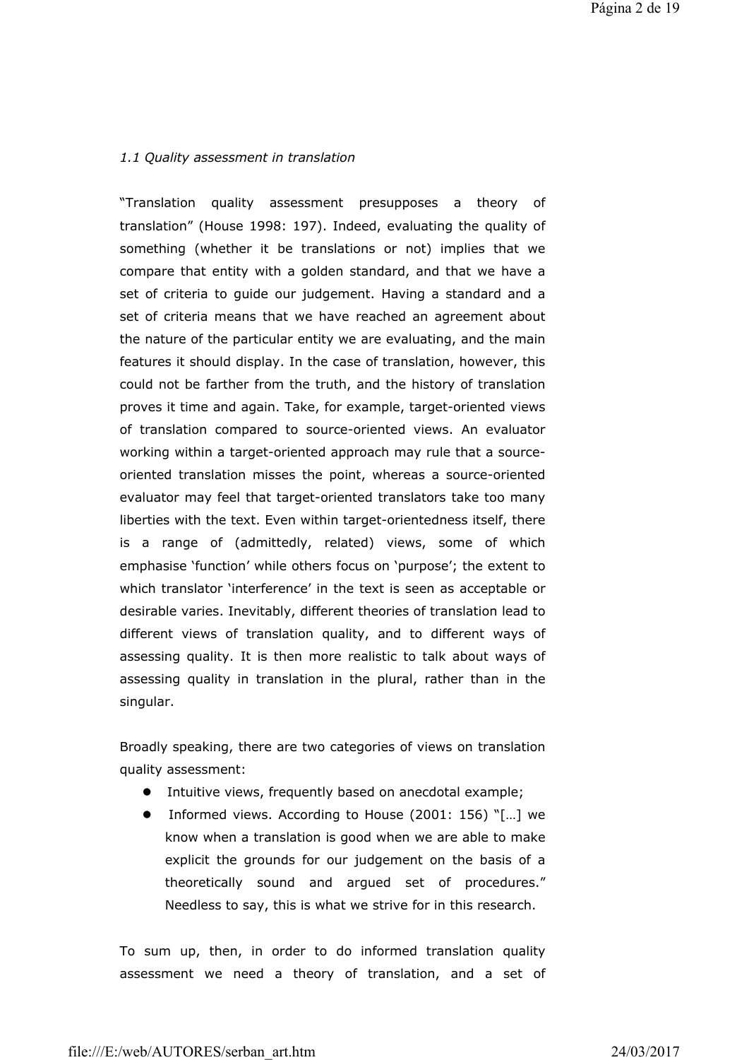*1.1 Quality assessment in translation*

"Translation quality assessment presupposes a theory of translation" (House 1998: 197). Indeed, evaluating the quality of something (whether it be translations or not) implies that we compare that entity with a golden standard, and that we have a set of criteria to guide our judgement. Having a standard and a set of criteria means that we have reached an agreement about the nature of the particular entity we are evaluating, and the main features it should display. In the case of translation, however, this could not be farther from the truth, and the history of translation proves it time and again. Take, for example, target-oriented views of translation compared to source-oriented views. An evaluator working within a target-oriented approach may rule that a source-oriented translation misses the point, whereas a source-oriented evaluator may feel that target-oriented translators take too many liberties with the text. Even within target-orientedness itself, there is a range of (admittedly, related) views, some of which emphasise 'function' while others focus on 'purpose'; the extent to which translator 'interference' in the text is seen as acceptable or desirable varies. Inevitably, different theories of translation lead to different views of translation quality, and to different ways of assessing quality. It is then more realistic to talk about ways of assessing quality in translation in the plural, rather than in the singular.

Broadly speaking, there are two categories of views on translation quality assessment:

- Intuitive views, frequently based on anecdotal example;
- Informed views. According to House (2001: 156) "[…] we know when a translation is good when we are able to make explicit the grounds for our judgement on the basis of a theoretically sound and argued set of procedures." Needless to say, this is what we strive for in this research.

To sum up, then, in order to do informed translation quality assessment we need a theory of translation, and a set of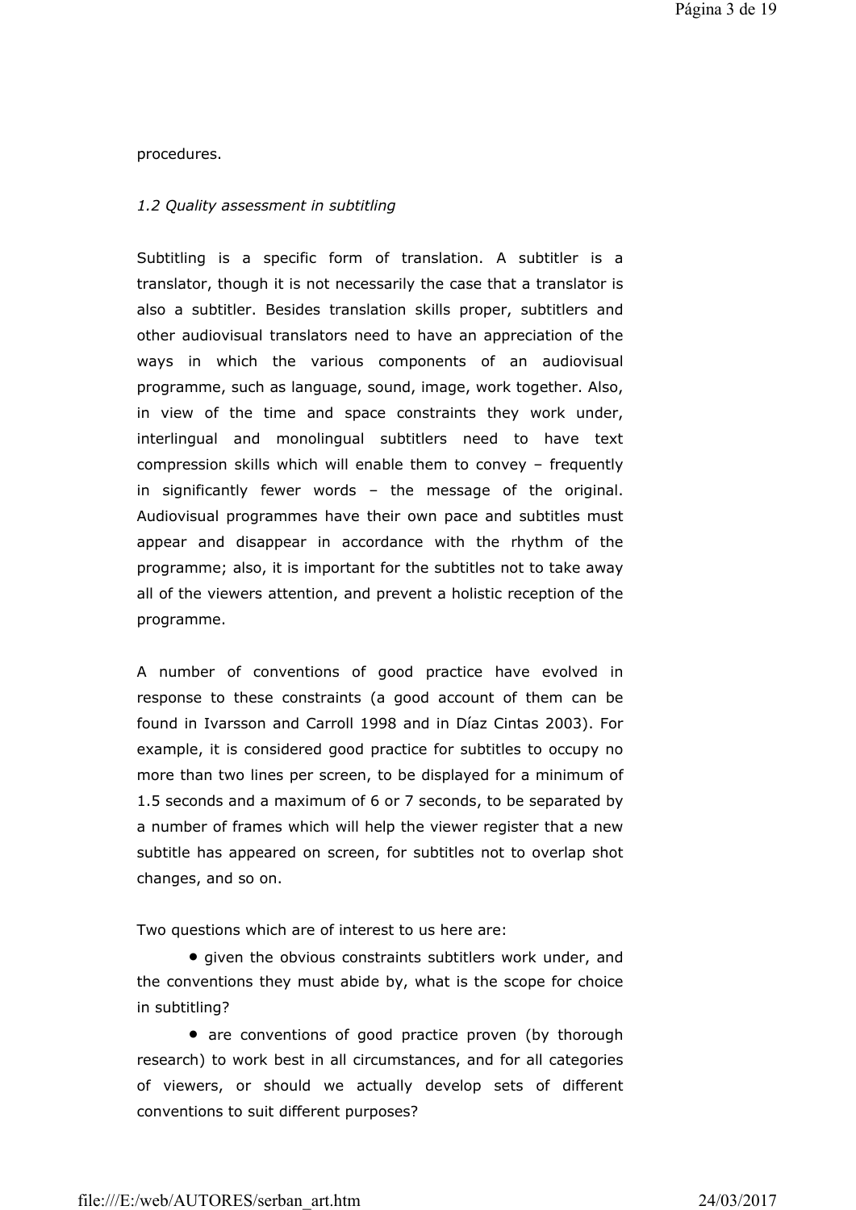procedures.

*1.2 Quality assessment in subtitling*

Subtitling is a specific form of translation. A subtitler is a translator, though it is not necessarily the case that a translator is also a subtitler. Besides translation skills proper, subtitlers and other audiovisual translators need to have an appreciation of the ways in which the various components of an audiovisual programme, such as language, sound, image, work together. Also, in view of the time and space constraints they work under, interlingual and monolingual subtitlers need to have text compression skills which will enable them to convey – frequently in significantly fewer words – the message of the original. Audiovisual programmes have their own pace and subtitles must appear and disappear in accordance with the rhythm of the programme; also, it is important for the subtitles not to take away all of the viewers attention, and prevent a holistic reception of the programme.

A number of conventions of good practice have evolved in response to these constraints (a good account of them can be found in Ivarsson and Carroll 1998 and in Díaz Cintas 2003). For example, it is considered good practice for subtitles to occupy no more than two lines per screen, to be displayed for a minimum of 1.5 seconds and a maximum of 6 or 7 seconds, to be separated by a number of frames which will help the viewer register that a new subtitle has appeared on screen, for subtitles not to overlap shot changes, and so on.

Two questions which are of interest to us here are:

- given the obvious constraints subtitlers work under, and the conventions they must abide by, what is the scope for choice in subtitling?
- are conventions of good practice proven (by thorough research) to work best in all circumstances, and for all categories of viewers, or should we actually develop sets of different conventions to suit different purposes?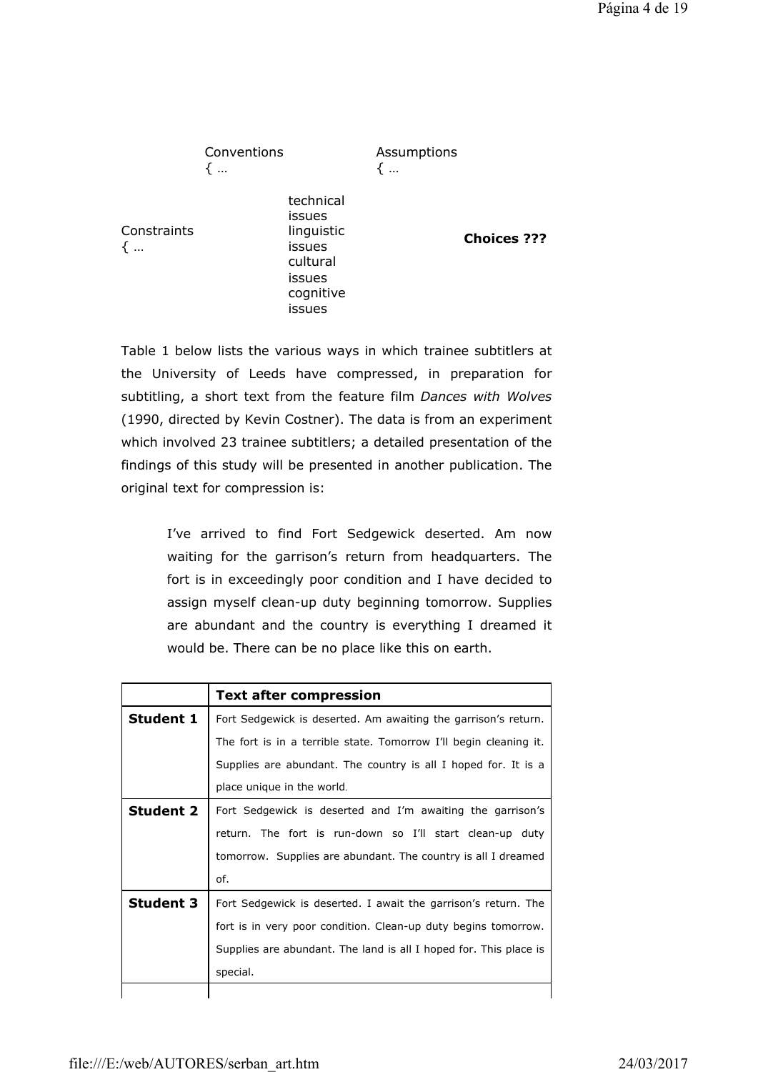Conventions { …

Assumptions { …

Constraints { …

technical issues
linguistic issues
cultural issues
cognitive issues

**Choices ???**

Table 1 below lists the various ways in which trainee subtitlers at the University of Leeds have compressed, in preparation for subtitling, a short text from the feature film *Dances with Wolves* (1990, directed by Kevin Costner). The data is from an experiment which involved 23 trainee subtitlers; a detailed presentation of the findings of this study will be presented in another publication. The original text for compression is:

> I've arrived to find Fort Sedgewick deserted. Am now waiting for the garrison's return from headquarters. The fort is in exceedingly poor condition and I have decided to assign myself clean-up duty beginning tomorrow. Supplies are abundant and the country is everything I dreamed it would be. There can be no place like this on earth.

| | **Text after compression** |
|---|---|
| **Student 1** | Fort Sedgewick is deserted. Am awaiting the garrison's return. The fort is in a terrible state. Tomorrow I'll begin cleaning it. Supplies are abundant. The country is all I hoped for. It is a place unique in the world. |
| **Student 2** | Fort Sedgewick is deserted and I'm awaiting the garrison's return. The fort is run-down so I'll start clean-up duty tomorrow. Supplies are abundant. The country is all I dreamed of. |
| **Student 3** | Fort Sedgewick is deserted. I await the garrison's return. The fort is in very poor condition. Clean-up duty begins tomorrow. Supplies are abundant. The land is all I hoped for. This place is special. |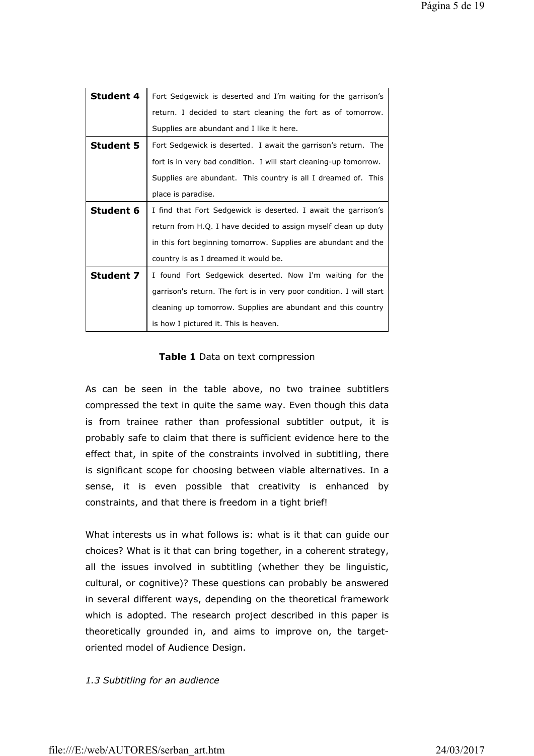| | |
|---|---|
| **Student 4** | Fort Sedgewick is deserted and I'm waiting for the garrison's return. I decided to start cleaning the fort as of tomorrow. Supplies are abundant and I like it here. |
| **Student 5** | Fort Sedgewick is deserted. I await the garrison's return. The fort is in very bad condition. I will start cleaning-up tomorrow. Supplies are abundant. This country is all I dreamed of. This place is paradise. |
| **Student 6** | I find that Fort Sedgewick is deserted. I await the garrison's return from H.Q. I have decided to assign myself clean up duty in this fort beginning tomorrow. Supplies are abundant and the country is as I dreamed it would be. |
| **Student 7** | I found Fort Sedgewick deserted. Now I'm waiting for the garrison's return. The fort is in very poor condition. I will start cleaning up tomorrow. Supplies are abundant and this country is how I pictured it. This is heaven. |

**Table 1** Data on text compression

As can be seen in the table above, no two trainee subtitlers compressed the text in quite the same way. Even though this data is from trainee rather than professional subtitler output, it is probably safe to claim that there is sufficient evidence here to the effect that, in spite of the constraints involved in subtitling, there is significant scope for choosing between viable alternatives. In a sense, it is even possible that creativity is enhanced by constraints, and that there is freedom in a tight brief!

What interests us in what follows is: what is it that can guide our choices? What is it that can bring together, in a coherent strategy, all the issues involved in subtitling (whether they be linguistic, cultural, or cognitive)? These questions can probably be answered in several different ways, depending on the theoretical framework which is adopted. The research project described in this paper is theoretically grounded in, and aims to improve on, the target-oriented model of Audience Design.

### *1.3 Subtitling for an audience*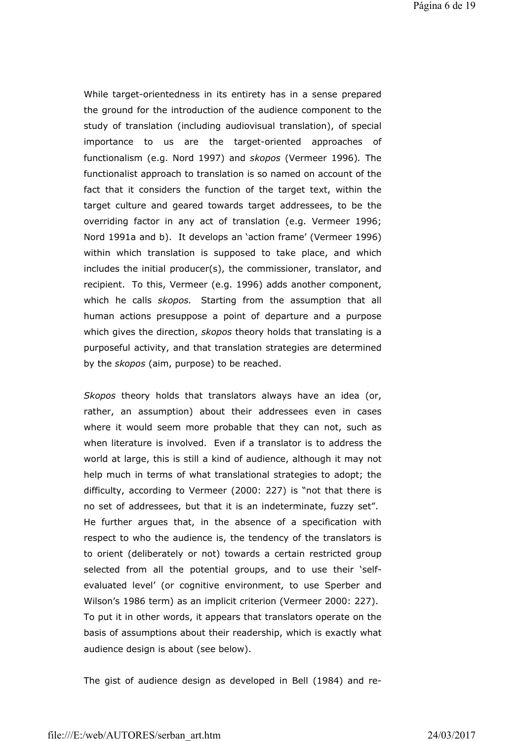While target-orientedness in its entirety has in a sense prepared the ground for the introduction of the audience component to the study of translation (including audiovisual translation), of special importance to us are the target-oriented approaches of functionalism (e.g. Nord 1997) and *skopos* (Vermeer 1996). The functionalist approach to translation is so named on account of the fact that it considers the function of the target text, within the target culture and geared towards target addressees, to be the overriding factor in any act of translation (e.g. Vermeer 1996; Nord 1991a and b). It develops an 'action frame' (Vermeer 1996) within which translation is supposed to take place, and which includes the initial producer(s), the commissioner, translator, and recipient. To this, Vermeer (e.g. 1996) adds another component, which he calls *skopos.* Starting from the assumption that all human actions presuppose a point of departure and a purpose which gives the direction, *skopos* theory holds that translating is a purposeful activity, and that translation strategies are determined by the *skopos* (aim, purpose) to be reached.

*Skopos* theory holds that translators always have an idea (or, rather, an assumption) about their addressees even in cases where it would seem more probable that they can not, such as when literature is involved. Even if a translator is to address the world at large, this is still a kind of audience, although it may not help much in terms of what translational strategies to adopt; the difficulty, according to Vermeer (2000: 227) is "not that there is no set of addressees, but that it is an indeterminate, fuzzy set". He further argues that, in the absence of a specification with respect to who the audience is, the tendency of the translators is to orient (deliberately or not) towards a certain restricted group selected from all the potential groups, and to use their 'self-evaluated level' (or cognitive environment, to use Sperber and Wilson's 1986 term) as an implicit criterion (Vermeer 2000: 227). To put it in other words, it appears that translators operate on the basis of assumptions about their readership, which is exactly what audience design is about (see below).

The gist of audience design as developed in Bell (1984) and re-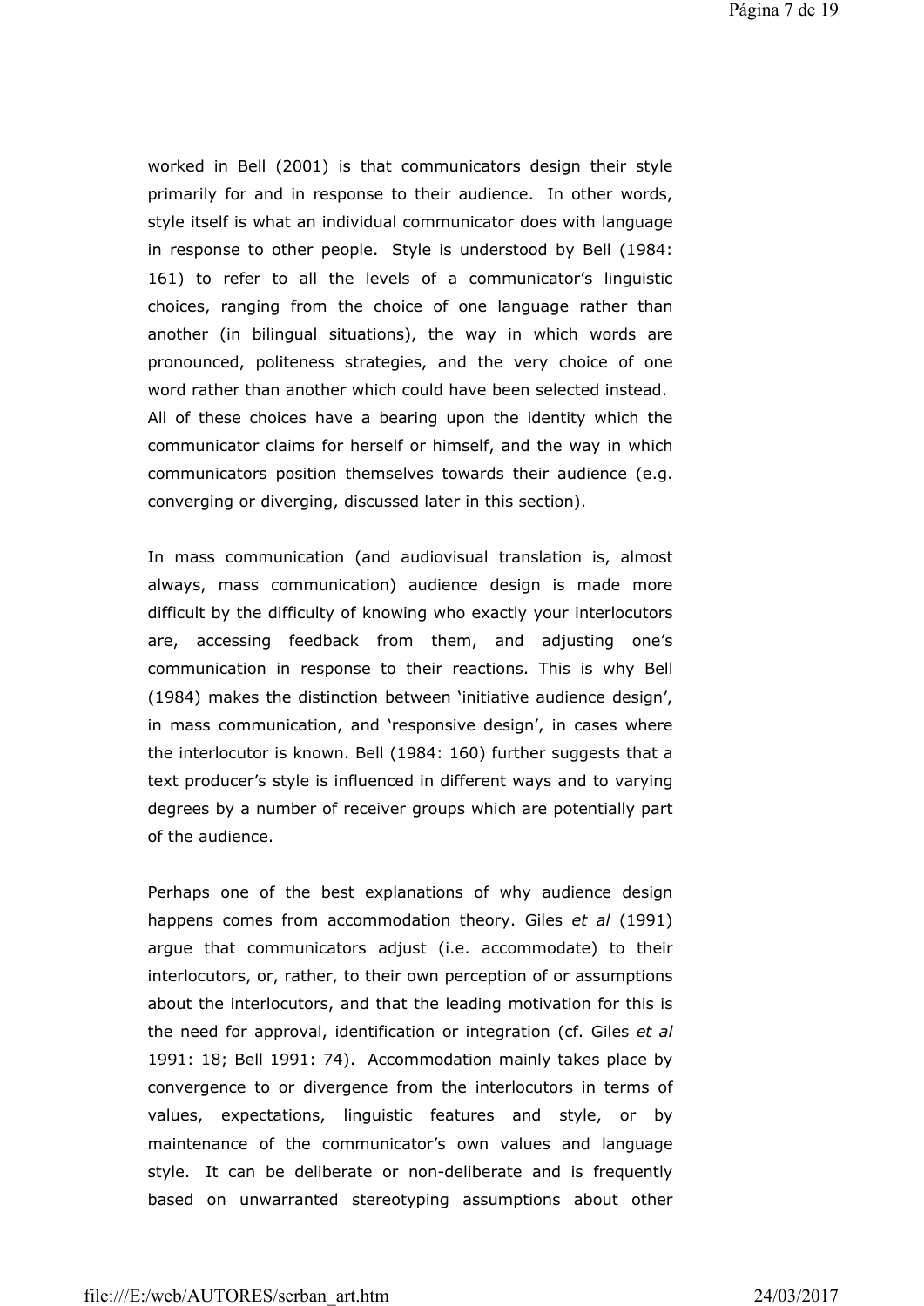worked in Bell (2001) is that communicators design their style primarily for and in response to their audience. In other words, style itself is what an individual communicator does with language in response to other people. Style is understood by Bell (1984: 161) to refer to all the levels of a communicator's linguistic choices, ranging from the choice of one language rather than another (in bilingual situations), the way in which words are pronounced, politeness strategies, and the very choice of one word rather than another which could have been selected instead. All of these choices have a bearing upon the identity which the communicator claims for herself or himself, and the way in which communicators position themselves towards their audience (e.g. converging or diverging, discussed later in this section).

In mass communication (and audiovisual translation is, almost always, mass communication) audience design is made more difficult by the difficulty of knowing who exactly your interlocutors are, accessing feedback from them, and adjusting one's communication in response to their reactions. This is why Bell (1984) makes the distinction between 'initiative audience design', in mass communication, and 'responsive design', in cases where the interlocutor is known. Bell (1984: 160) further suggests that a text producer's style is influenced in different ways and to varying degrees by a number of receiver groups which are potentially part of the audience.

Perhaps one of the best explanations of why audience design happens comes from accommodation theory. Giles *et al* (1991) argue that communicators adjust (i.e. accommodate) to their interlocutors, or, rather, to their own perception of or assumptions about the interlocutors, and that the leading motivation for this is the need for approval, identification or integration (cf. Giles *et al* 1991: 18; Bell 1991: 74). Accommodation mainly takes place by convergence to or divergence from the interlocutors in terms of values, expectations, linguistic features and style, or by maintenance of the communicator's own values and language style. It can be deliberate or non-deliberate and is frequently based on unwarranted stereotyping assumptions about other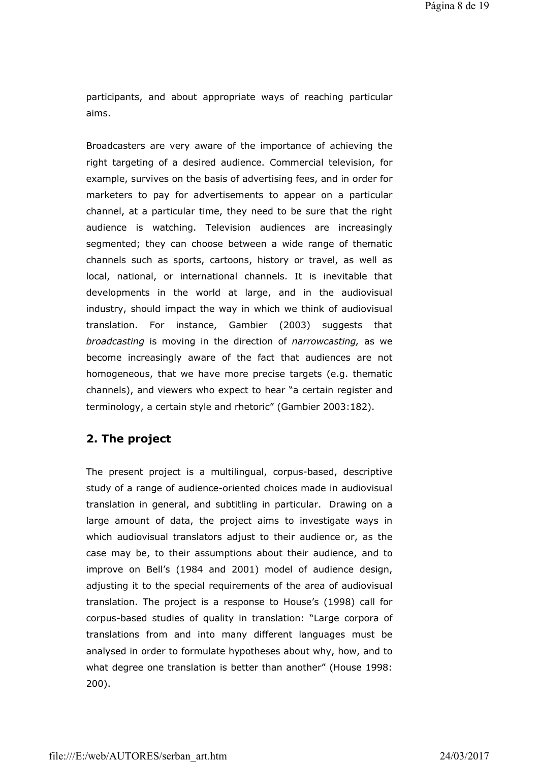participants, and about appropriate ways of reaching particular aims.

Broadcasters are very aware of the importance of achieving the right targeting of a desired audience. Commercial television, for example, survives on the basis of advertising fees, and in order for marketers to pay for advertisements to appear on a particular channel, at a particular time, they need to be sure that the right audience is watching. Television audiences are increasingly segmented; they can choose between a wide range of thematic channels such as sports, cartoons, history or travel, as well as local, national, or international channels. It is inevitable that developments in the world at large, and in the audiovisual industry, should impact the way in which we think of audiovisual translation. For instance, Gambier (2003) suggests that *broadcasting* is moving in the direction of *narrowcasting,* as we become increasingly aware of the fact that audiences are not homogeneous, that we have more precise targets (e.g. thematic channels), and viewers who expect to hear "a certain register and terminology, a certain style and rhetoric" (Gambier 2003:182).

## 2. The project

The present project is a multilingual, corpus-based, descriptive study of a range of audience-oriented choices made in audiovisual translation in general, and subtitling in particular. Drawing on a large amount of data, the project aims to investigate ways in which audiovisual translators adjust to their audience or, as the case may be, to their assumptions about their audience, and to improve on Bell's (1984 and 2001) model of audience design, adjusting it to the special requirements of the area of audiovisual translation. The project is a response to House's (1998) call for corpus-based studies of quality in translation: "Large corpora of translations from and into many different languages must be analysed in order to formulate hypotheses about why, how, and to what degree one translation is better than another" (House 1998: 200).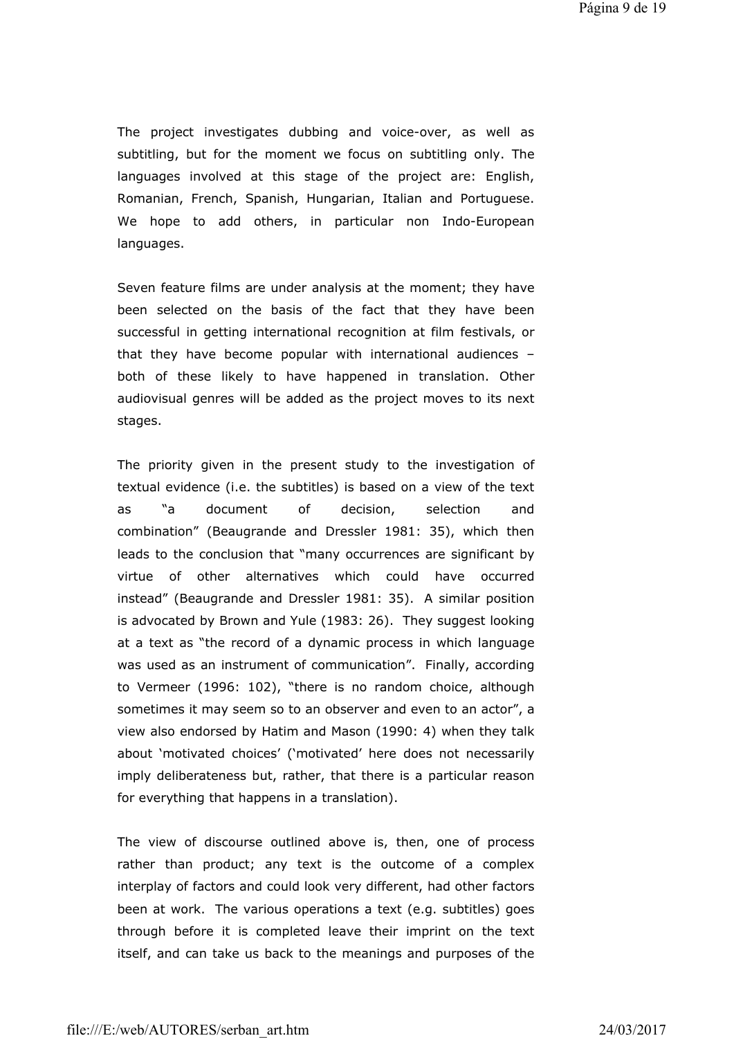The project investigates dubbing and voice-over, as well as subtitling, but for the moment we focus on subtitling only. The languages involved at this stage of the project are: English, Romanian, French, Spanish, Hungarian, Italian and Portuguese. We hope to add others, in particular non Indo-European languages.

Seven feature films are under analysis at the moment; they have been selected on the basis of the fact that they have been successful in getting international recognition at film festivals, or that they have become popular with international audiences – both of these likely to have happened in translation. Other audiovisual genres will be added as the project moves to its next stages.

The priority given in the present study to the investigation of textual evidence (i.e. the subtitles) is based on a view of the text as "a document of decision, selection and combination" (Beaugrande and Dressler 1981: 35), which then leads to the conclusion that "many occurrences are significant by virtue of other alternatives which could have occurred instead" (Beaugrande and Dressler 1981: 35). A similar position is advocated by Brown and Yule (1983: 26). They suggest looking at a text as "the record of a dynamic process in which language was used as an instrument of communication". Finally, according to Vermeer (1996: 102), "there is no random choice, although sometimes it may seem so to an observer and even to an actor", a view also endorsed by Hatim and Mason (1990: 4) when they talk about 'motivated choices' ('motivated' here does not necessarily imply deliberateness but, rather, that there is a particular reason for everything that happens in a translation).

The view of discourse outlined above is, then, one of process rather than product; any text is the outcome of a complex interplay of factors and could look very different, had other factors been at work. The various operations a text (e.g. subtitles) goes through before it is completed leave their imprint on the text itself, and can take us back to the meanings and purposes of the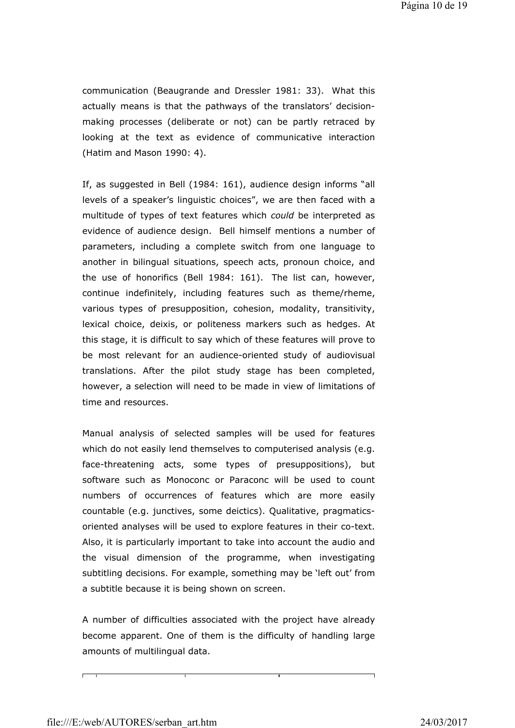communication (Beaugrande and Dressler 1981: 33). What this actually means is that the pathways of the translators' decision-making processes (deliberate or not) can be partly retraced by looking at the text as evidence of communicative interaction (Hatim and Mason 1990: 4).

If, as suggested in Bell (1984: 161), audience design informs "all levels of a speaker's linguistic choices", we are then faced with a multitude of types of text features which *could* be interpreted as evidence of audience design. Bell himself mentions a number of parameters, including a complete switch from one language to another in bilingual situations, speech acts, pronoun choice, and the use of honorifics (Bell 1984: 161). The list can, however, continue indefinitely, including features such as theme/rheme, various types of presupposition, cohesion, modality, transitivity, lexical choice, deixis, or politeness markers such as hedges. At this stage, it is difficult to say which of these features will prove to be most relevant for an audience-oriented study of audiovisual translations. After the pilot study stage has been completed, however, a selection will need to be made in view of limitations of time and resources.

Manual analysis of selected samples will be used for features which do not easily lend themselves to computerised analysis (e.g. face-threatening acts, some types of presuppositions), but software such as Monoconc or Paraconc will be used to count numbers of occurrences of features which are more easily countable (e.g. junctives, some deictics). Qualitative, pragmatics-oriented analyses will be used to explore features in their co-text. Also, it is particularly important to take into account the audio and the visual dimension of the programme, when investigating subtitling decisions. For example, something may be 'left out' from a subtitle because it is being shown on screen.

A number of difficulties associated with the project have already become apparent. One of them is the difficulty of handling large amounts of multilingual data.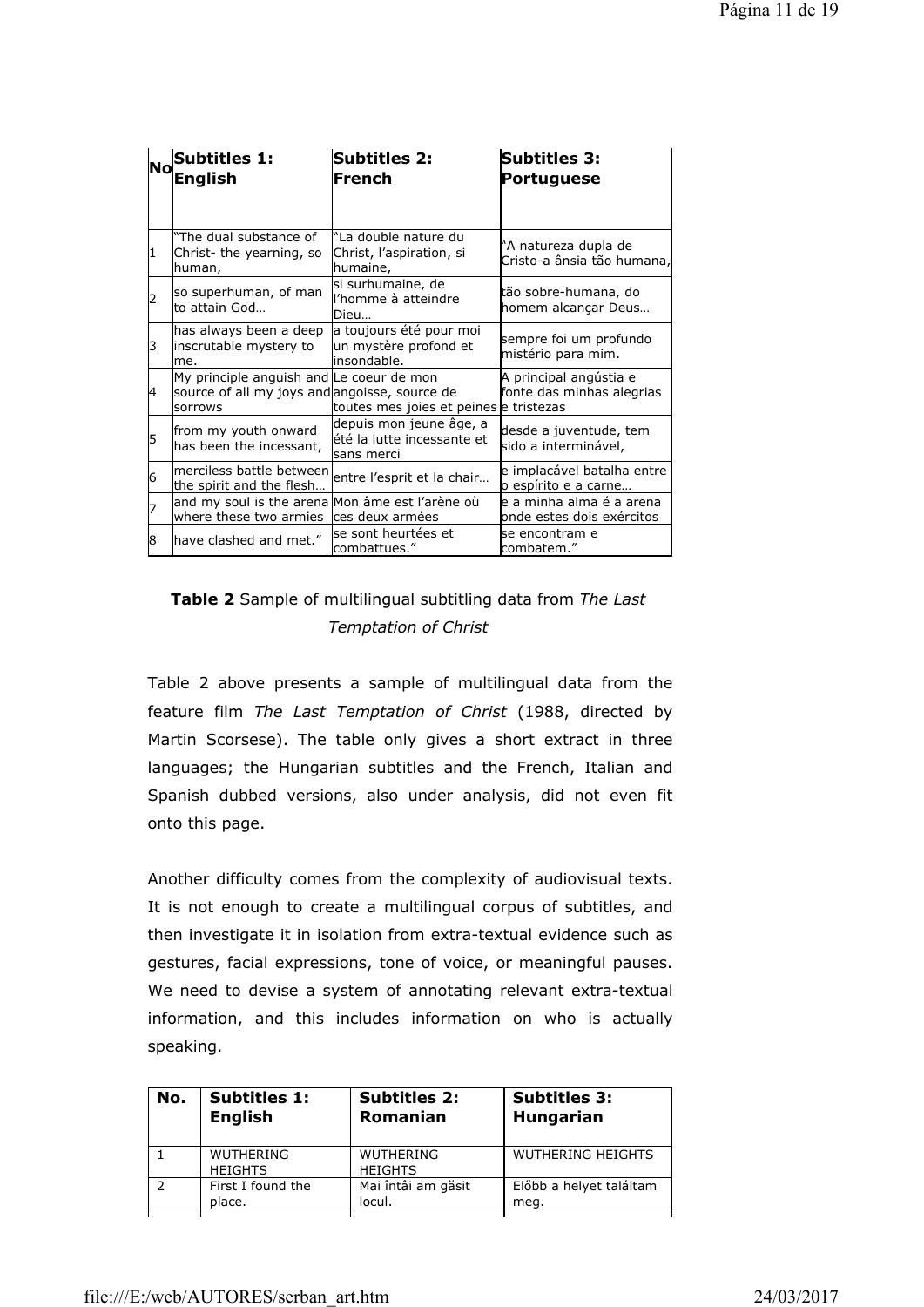| No | Subtitles 1: English | Subtitles 2: French | Subtitles 3: Portuguese |
|---|---|---|---|
| 1 | "The dual substance of Christ- the yearning, so human, | "La double nature du Christ, l'aspiration, si humaine, | "A natureza dupla de Cristo-a ânsia tão humana, |
| 2 | so superhuman, of man to attain God… | si surhumaine, de l'homme à atteindre Dieu… | tão sobre-humana, do homem alcançar Deus… |
| 3 | has always been a deep inscrutable mystery to me. | a toujours été pour moi un mystère profond et insondable. | sempre foi um profundo mistério para mim. |
| 4 | My principle anguish and source of all my joys and sorrows | Le coeur de mon angoisse, source de toutes mes joies et peines | A principal angústia e fonte das minhas alegrias e tristezas |
| 5 | from my youth onward has been the incessant, | depuis mon jeune âge, a été la lutte incessante et sans merci | desde a juventude, tem sido a interminável, |
| 6 | merciless battle between the spirit and the flesh… | entre l'esprit et la chair… | e implacável batalha entre o espírito e a carne… |
| 7 | and my soul is the arena where these two armies | Mon âme est l'arène où ces deux armées | e a minha alma é a arena onde estes dois exércitos |
| 8 | have clashed and met." | se sont heurtées et combattues." | se encontram e combatem." |

**Table 2** Sample of multilingual subtitling data from *The Last Temptation of Christ*

Table 2 above presents a sample of multilingual data from the feature film *The Last Temptation of Christ* (1988, directed by Martin Scorsese). The table only gives a short extract in three languages; the Hungarian subtitles and the French, Italian and Spanish dubbed versions, also under analysis, did not even fit onto this page.

Another difficulty comes from the complexity of audiovisual texts. It is not enough to create a multilingual corpus of subtitles, and then investigate it in isolation from extra-textual evidence such as gestures, facial expressions, tone of voice, or meaningful pauses. We need to devise a system of annotating relevant extra-textual information, and this includes information on who is actually speaking.

| No. | Subtitles 1: English | Subtitles 2: Romanian | Subtitles 3: Hungarian |
|---|---|---|---|
| 1 | WUTHERING HEIGHTS | WUTHERING HEIGHTS | WUTHERING HEIGHTS |
| 2 | First I found the place. | Mai întâi am găsit locul. | Előbb a helyet találtam meg. |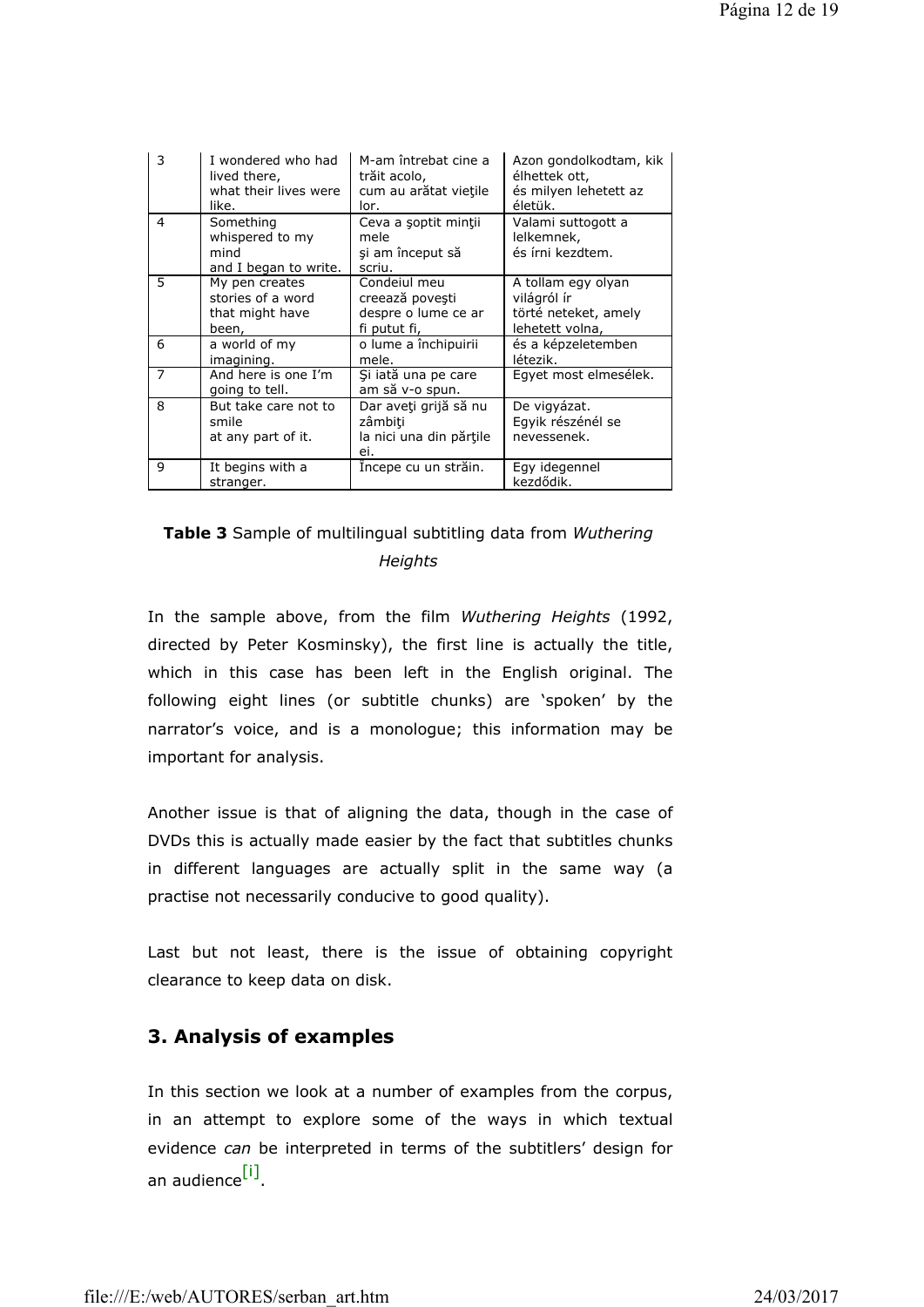| 3 | I wondered who had lived there, what their lives were like. | M-am întrebat cine a trăit acolo, cum au arătat vieţile lor. | Azon gondolkodtam, kik élhettek ott, és milyen lehetett az életük. |
|---|---|---|---|
| 4 | Something whispered to my mind and I began to write. | Ceva a şoptit minţii mele şi am început să scriu. | Valami suttogott a lelkemnek, és írni kezdtem. |
| 5 | My pen creates stories of a word that might have been, | Condeiul meu creează poveşti despre o lume ce ar fi putut fi, | A tollam egy olyan világról ír törté neteket, amely lehetett volna, |
| 6 | a world of my imagining. | o lume a închipuirii mele. | és a képzeletemben létezik. |
| 7 | And here is one I'm going to tell. | Şi iată una pe care am să v-o spun. | Egyet most elmesélek. |
| 8 | But take care not to smile at any part of it. | Dar aveţi grijă să nu zâmbiţi la nici una din părţile ei. | De vigyázat. Egyik részénél se nevessenek. |
| 9 | It begins with a stranger. | Începe cu un străin. | Egy idegennel kezdődik. |

**Table 3** Sample of multilingual subtitling data from *Wuthering Heights*

In the sample above, from the film *Wuthering Heights* (1992, directed by Peter Kosminsky), the first line is actually the title, which in this case has been left in the English original. The following eight lines (or subtitle chunks) are 'spoken' by the narrator's voice, and is a monologue; this information may be important for analysis.

Another issue is that of aligning the data, though in the case of DVDs this is actually made easier by the fact that subtitles chunks in different languages are actually split in the same way (a practise not necessarily conducive to good quality).

Last but not least, there is the issue of obtaining copyright clearance to keep data on disk.

## 3. Analysis of examples

In this section we look at a number of examples from the corpus, in an attempt to explore some of the ways in which textual evidence *can* be interpreted in terms of the subtitlers' design for an audience[i].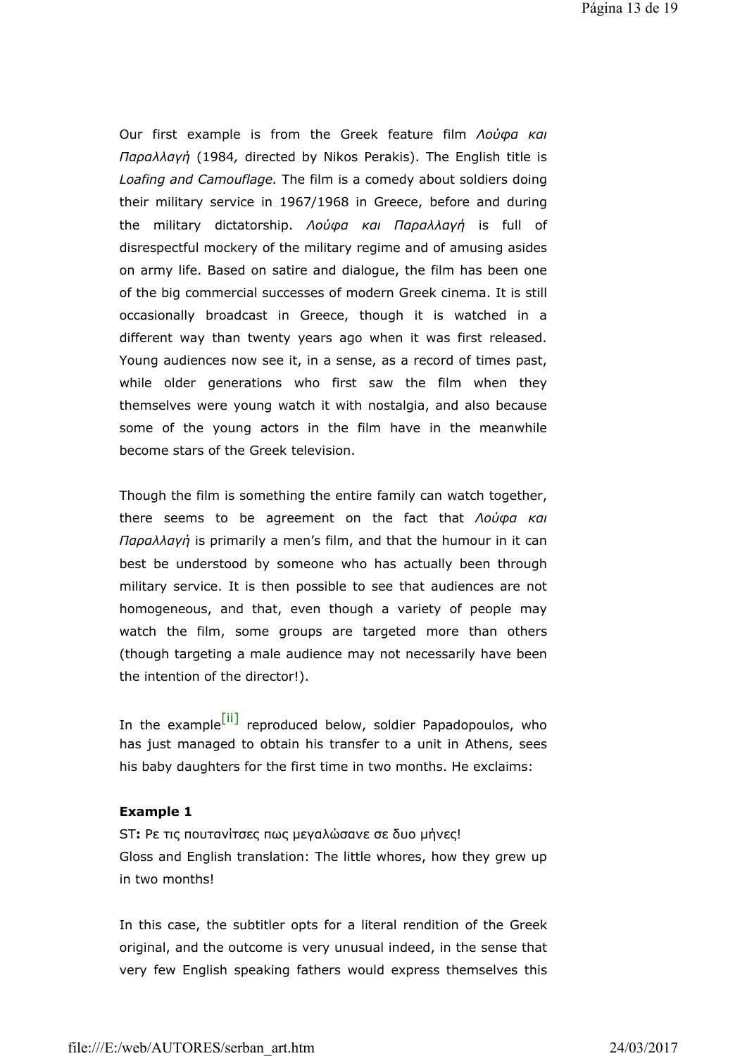Our first example is from the Greek feature film *Λούφα και Παραλλαγή* (1984*,* directed by Nikos Perakis). The English title is *Loafing and Camouflage.* The film is a comedy about soldiers doing their military service in 1967/1968 in Greece, before and during the military dictatorship. *Λούφα και Παραλλαγή* is full of disrespectful mockery of the military regime and of amusing asides on army life. Based on satire and dialogue, the film has been one of the big commercial successes of modern Greek cinema. It is still occasionally broadcast in Greece, though it is watched in a different way than twenty years ago when it was first released. Young audiences now see it, in a sense, as a record of times past, while older generations who first saw the film when they themselves were young watch it with nostalgia, and also because some of the young actors in the film have in the meanwhile become stars of the Greek television.

Though the film is something the entire family can watch together, there seems to be agreement on the fact that *Λούφα και Παραλλαγή* is primarily a men's film, and that the humour in it can best be understood by someone who has actually been through military service. It is then possible to see that audiences are not homogeneous, and that, even though a variety of people may watch the film, some groups are targeted more than others (though targeting a male audience may not necessarily have been the intention of the director!).

In the example[ii] reproduced below, soldier Papadopoulos, who has just managed to obtain his transfer to a unit in Athens, sees his baby daughters for the first time in two months. He exclaims:

**Example 1**

ST**:** Ρε τις πουτανίτσες πως μεγαλώσανε σε δυο μήνες!
Gloss and English translation: The little whores, how they grew up in two months!

In this case, the subtitler opts for a literal rendition of the Greek original, and the outcome is very unusual indeed, in the sense that very few English speaking fathers would express themselves this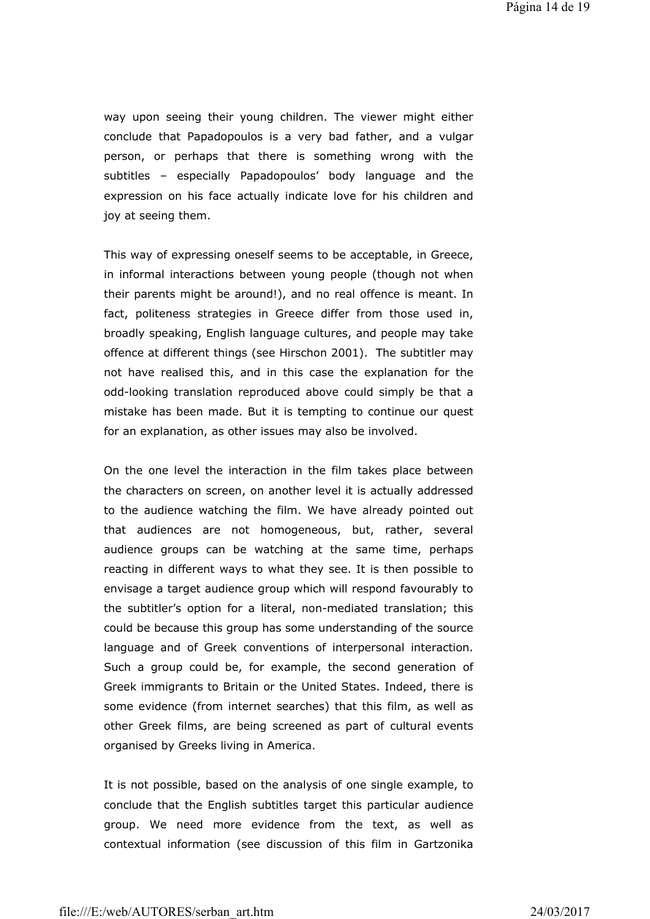way upon seeing their young children. The viewer might either conclude that Papadopoulos is a very bad father, and a vulgar person, or perhaps that there is something wrong with the subtitles – especially Papadopoulos' body language and the expression on his face actually indicate love for his children and joy at seeing them.

This way of expressing oneself seems to be acceptable, in Greece, in informal interactions between young people (though not when their parents might be around!), and no real offence is meant. In fact, politeness strategies in Greece differ from those used in, broadly speaking, English language cultures, and people may take offence at different things (see Hirschon 2001). The subtitler may not have realised this, and in this case the explanation for the odd-looking translation reproduced above could simply be that a mistake has been made. But it is tempting to continue our quest for an explanation, as other issues may also be involved.

On the one level the interaction in the film takes place between the characters on screen, on another level it is actually addressed to the audience watching the film. We have already pointed out that audiences are not homogeneous, but, rather, several audience groups can be watching at the same time, perhaps reacting in different ways to what they see. It is then possible to envisage a target audience group which will respond favourably to the subtitler's option for a literal, non-mediated translation; this could be because this group has some understanding of the source language and of Greek conventions of interpersonal interaction. Such a group could be, for example, the second generation of Greek immigrants to Britain or the United States. Indeed, there is some evidence (from internet searches) that this film, as well as other Greek films, are being screened as part of cultural events organised by Greeks living in America.

It is not possible, based on the analysis of one single example, to conclude that the English subtitles target this particular audience group. We need more evidence from the text, as well as contextual information (see discussion of this film in Gartzonika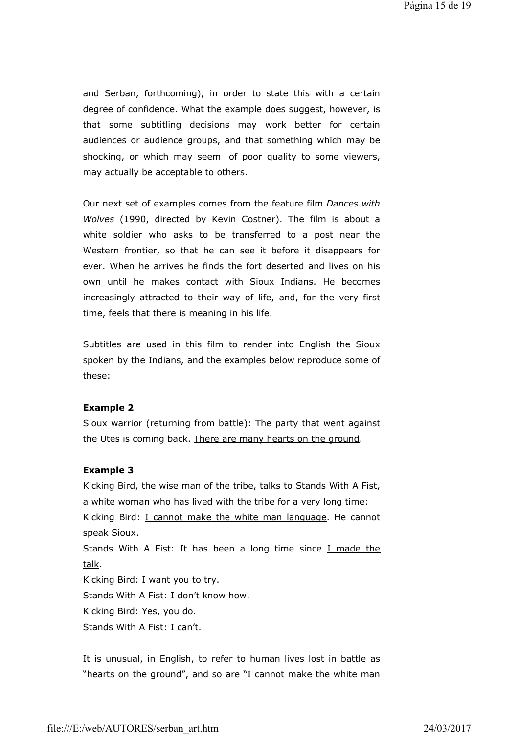and Serban, forthcoming), in order to state this with a certain degree of confidence. What the example does suggest, however, is that some subtitling decisions may work better for certain audiences or audience groups, and that something which may be shocking, or which may seem of poor quality to some viewers, may actually be acceptable to others.

Our next set of examples comes from the feature film *Dances with Wolves* (1990, directed by Kevin Costner). The film is about a white soldier who asks to be transferred to a post near the Western frontier, so that he can see it before it disappears for ever. When he arrives he finds the fort deserted and lives on his own until he makes contact with Sioux Indians. He becomes increasingly attracted to their way of life, and, for the very first time, feels that there is meaning in his life.

Subtitles are used in this film to render into English the Sioux spoken by the Indians, and the examples below reproduce some of these:

**Example 2**

Sioux warrior (returning from battle): The party that went against the Utes is coming back. <u>There are many hearts on the ground</u>.

**Example 3**

Kicking Bird, the wise man of the tribe, talks to Stands With A Fist, a white woman who has lived with the tribe for a very long time:

Kicking Bird: <u>I cannot make the white man language</u>. He cannot speak Sioux.

Stands With A Fist: It has been a long time since <u>I made the talk</u>.

Kicking Bird: I want you to try.

Stands With A Fist: I don't know how.

Kicking Bird: Yes, you do.

Stands With A Fist: I can't.

It is unusual, in English, to refer to human lives lost in battle as "hearts on the ground", and so are "I cannot make the white man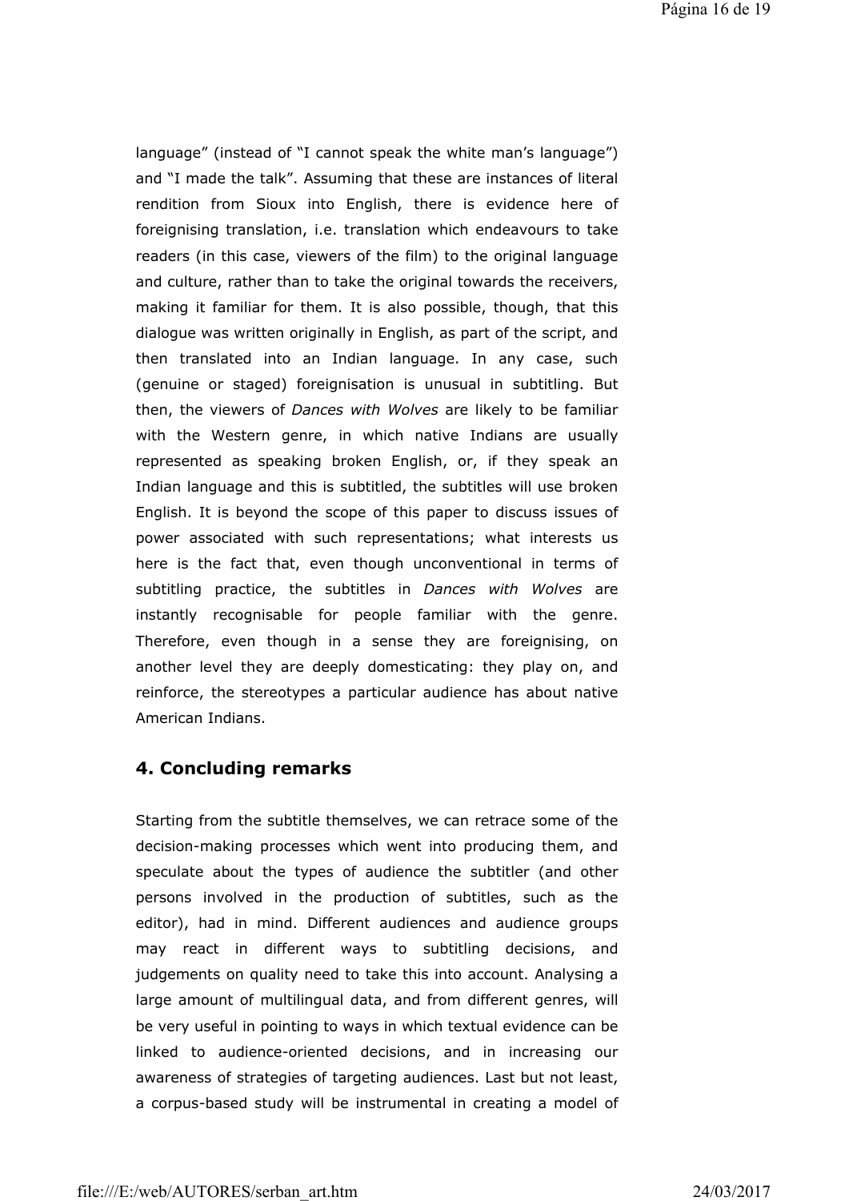language" (instead of "I cannot speak the white man's language") and "I made the talk". Assuming that these are instances of literal rendition from Sioux into English, there is evidence here of foreignising translation, i.e. translation which endeavours to take readers (in this case, viewers of the film) to the original language and culture, rather than to take the original towards the receivers, making it familiar for them. It is also possible, though, that this dialogue was written originally in English, as part of the script, and then translated into an Indian language. In any case, such (genuine or staged) foreignisation is unusual in subtitling. But then, the viewers of *Dances with Wolves* are likely to be familiar with the Western genre, in which native Indians are usually represented as speaking broken English, or, if they speak an Indian language and this is subtitled, the subtitles will use broken English. It is beyond the scope of this paper to discuss issues of power associated with such representations; what interests us here is the fact that, even though unconventional in terms of subtitling practice, the subtitles in *Dances with Wolves* are instantly recognisable for people familiar with the genre. Therefore, even though in a sense they are foreignising, on another level they are deeply domesticating: they play on, and reinforce, the stereotypes a particular audience has about native American Indians.

## 4. Concluding remarks

Starting from the subtitle themselves, we can retrace some of the decision-making processes which went into producing them, and speculate about the types of audience the subtitler (and other persons involved in the production of subtitles, such as the editor), had in mind. Different audiences and audience groups may react in different ways to subtitling decisions, and judgements on quality need to take this into account. Analysing a large amount of multilingual data, and from different genres, will be very useful in pointing to ways in which textual evidence can be linked to audience-oriented decisions, and in increasing our awareness of strategies of targeting audiences. Last but not least, a corpus-based study will be instrumental in creating a model of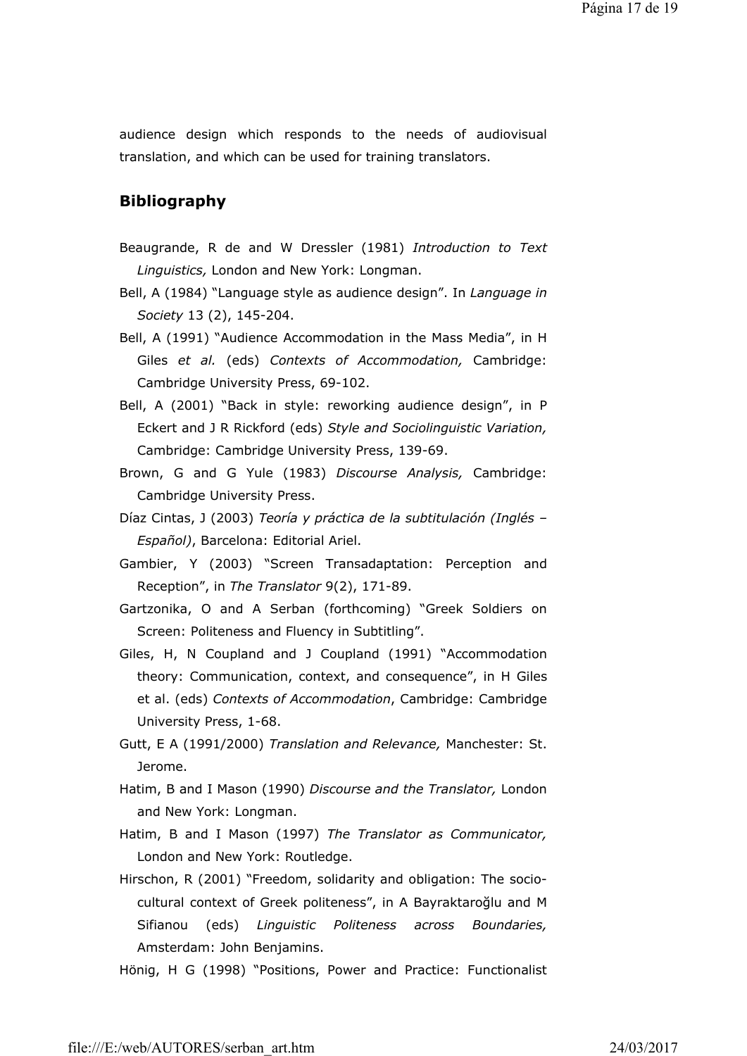audience design which responds to the needs of audiovisual translation, and which can be used for training translators.

## Bibliography

Beaugrande, R de and W Dressler (1981) *Introduction to Text Linguistics,* London and New York: Longman.

Bell, A (1984) "Language style as audience design". In *Language in Society* 13 (2), 145-204.

Bell, A (1991) "Audience Accommodation in the Mass Media", in H Giles *et al.* (eds) *Contexts of Accommodation,* Cambridge: Cambridge University Press, 69-102.

Bell, A (2001) "Back in style: reworking audience design", in P Eckert and J R Rickford (eds) *Style and Sociolinguistic Variation,* Cambridge: Cambridge University Press, 139-69.

Brown, G and G Yule (1983) *Discourse Analysis,* Cambridge: Cambridge University Press.

Díaz Cintas, J (2003) *Teoría y práctica de la subtitulación (Inglés – Español)*, Barcelona: Editorial Ariel.

Gambier, Y (2003) "Screen Transadaptation: Perception and Reception", in *The Translator* 9(2), 171-89.

Gartzonika, O and A Serban (forthcoming) "Greek Soldiers on Screen: Politeness and Fluency in Subtitling".

Giles, H, N Coupland and J Coupland (1991) "Accommodation theory: Communication, context, and consequence", in H Giles et al. (eds) *Contexts of Accommodation*, Cambridge: Cambridge University Press, 1-68.

Gutt, E A (1991/2000) *Translation and Relevance,* Manchester: St. Jerome.

Hatim, B and I Mason (1990) *Discourse and the Translator,* London and New York: Longman.

Hatim, B and I Mason (1997) *The Translator as Communicator,* London and New York: Routledge.

Hirschon, R (2001) "Freedom, solidarity and obligation: The socio-cultural context of Greek politeness", in A Bayraktaroğlu and M Sifianou (eds) *Linguistic Politeness across Boundaries,* Amsterdam: John Benjamins.

Hönig, H G (1998) "Positions, Power and Practice: Functionalist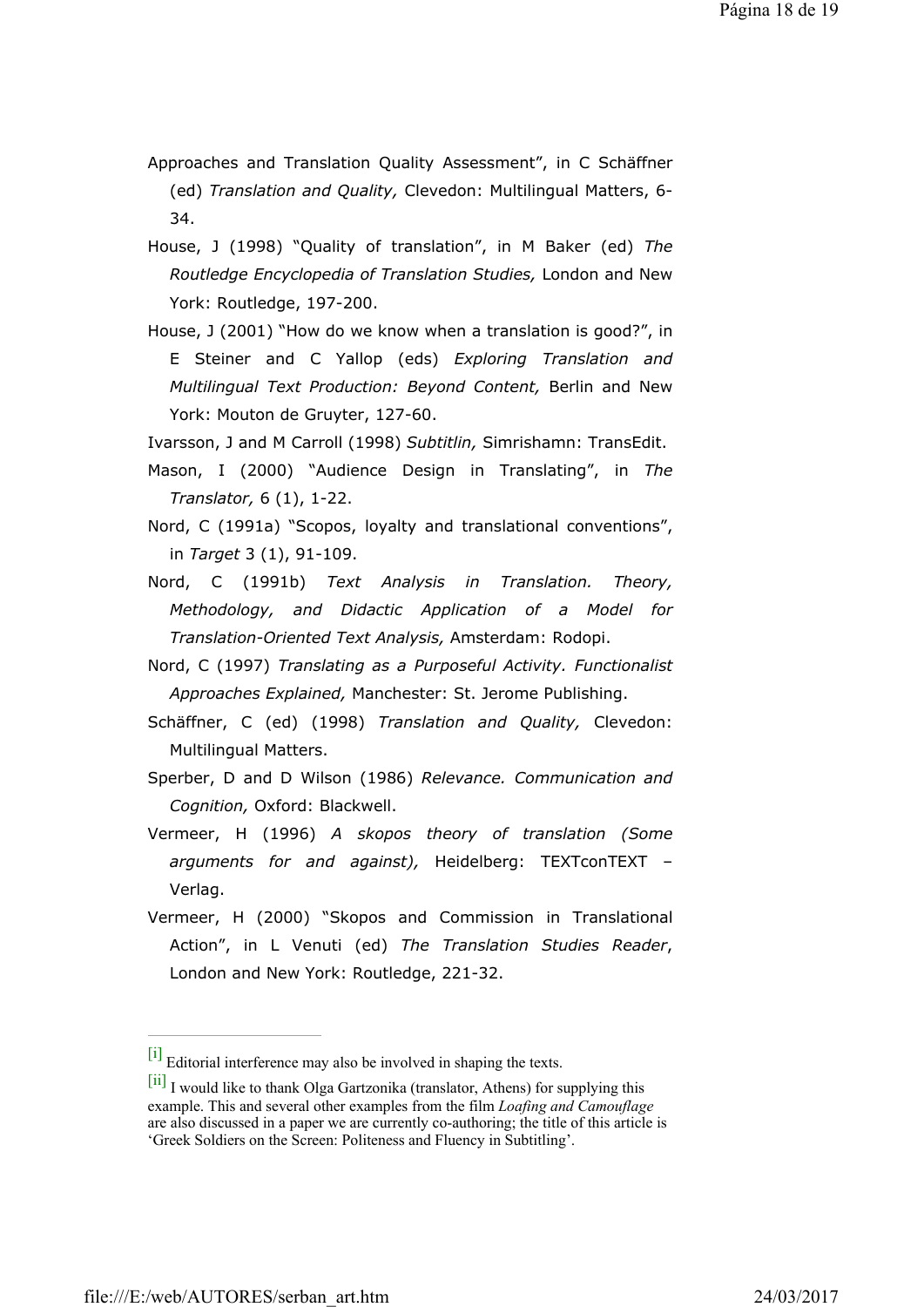Approaches and Translation Quality Assessment", in C Schäffner (ed) *Translation and Quality,* Clevedon: Multilingual Matters, 6-34.

House, J (1998) "Quality of translation", in M Baker (ed) *The Routledge Encyclopedia of Translation Studies,* London and New York: Routledge, 197-200.

House, J (2001) "How do we know when a translation is good?", in E Steiner and C Yallop (eds) *Exploring Translation and Multilingual Text Production: Beyond Content,* Berlin and New York: Mouton de Gruyter, 127-60.

Ivarsson, J and M Carroll (1998) *Subtitlin,* Simrishamn: TransEdit.

Mason, I (2000) "Audience Design in Translating", in *The Translator,* 6 (1), 1-22.

Nord, C (1991a) "Scopos, loyalty and translational conventions", in *Target* 3 (1), 91-109.

Nord, C (1991b) *Text Analysis in Translation. Theory, Methodology, and Didactic Application of a Model for Translation-Oriented Text Analysis,* Amsterdam: Rodopi.

Nord, C (1997) *Translating as a Purposeful Activity. Functionalist Approaches Explained,* Manchester: St. Jerome Publishing.

Schäffner, C (ed) (1998) *Translation and Quality,* Clevedon: Multilingual Matters.

Sperber, D and D Wilson (1986) *Relevance. Communication and Cognition,* Oxford: Blackwell.

Vermeer, H (1996) *A skopos theory of translation (Some arguments for and against),* Heidelberg: TEXTconTEXT – Verlag.

Vermeer, H (2000) "Skopos and Commission in Translational Action", in L Venuti (ed) *The Translation Studies Reader*, London and New York: Routledge, 221-32.

---

[i] Editorial interference may also be involved in shaping the texts.

[ii] I would like to thank Olga Gartzonika (translator, Athens) for supplying this example. This and several other examples from the film *Loafing and Camouflage* are also discussed in a paper we are currently co-authoring; the title of this article is 'Greek Soldiers on the Screen: Politeness and Fluency in Subtitling'.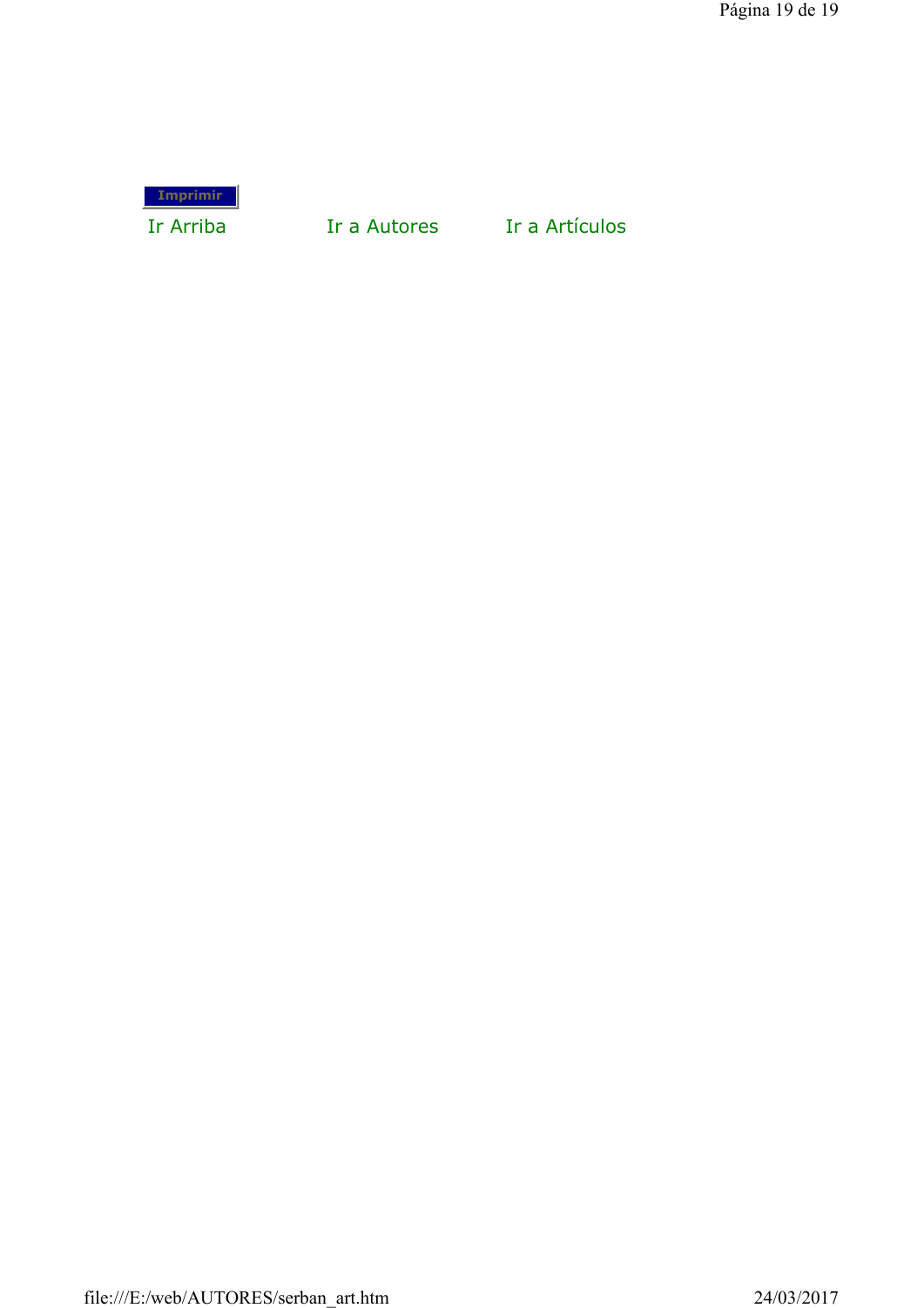Imprimir

Ir Arriba Ir a Autores Ir a Artículos